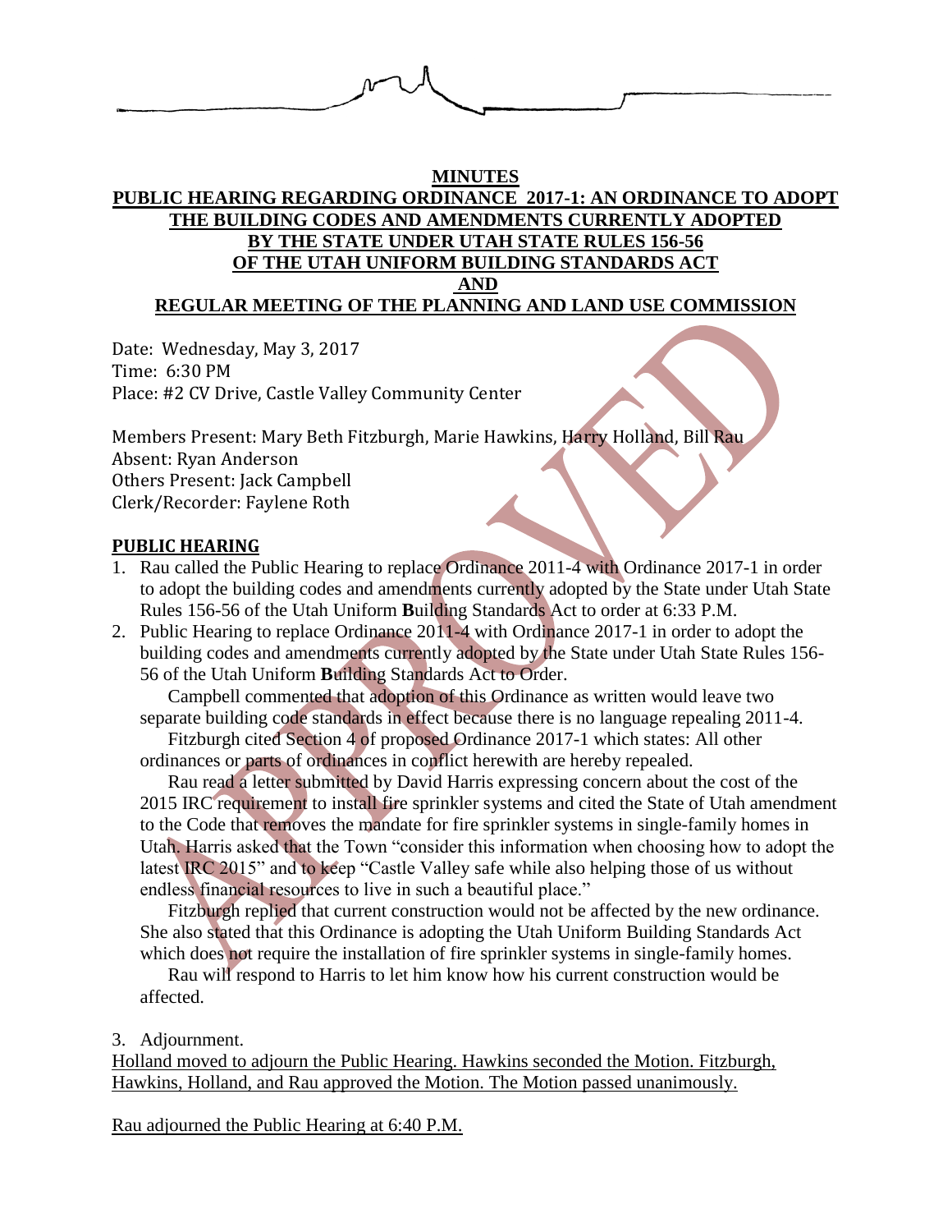**MINUTES**

**PUBLIC HEARING REGARDING ORDINANCE 2017-1: AN ORDINANCE TO ADOPT THE BUILDING CODES AND AMENDMENTS CURRENTLY ADOPTED BY THE STATE UNDER UTAH STATE RULES 156-56 OF THE UTAH UNIFORM BUILDING STANDARDS ACT AND REGULAR MEETING OF THE PLANNING AND LAND USE COMMISSION**

Date: Wednesday, May 3, 2017
Time: 6:30 PM
Place: #2 CV Drive, Castle Valley Community Center

Members Present: Mary Beth Fitzburgh, Marie Hawkins, Harry Holland, Bill Rau
Absent: Ryan Anderson
Others Present: Jack Campbell
Clerk/Recorder: Faylene Roth

## PUBLIC HEARING

1. Rau called the Public Hearing to replace Ordinance 2011-4 with Ordinance 2017-1 in order to adopt the building codes and amendments currently adopted by the State under Utah State Rules 156-56 of the Utah Uniform **B**uilding Standards Act to order at 6:33 P.M.
2. Public Hearing to replace Ordinance 2011-4 with Ordinance 2017-1 in order to adopt the building codes and amendments currently adopted by the State under Utah State Rules 156-56 of the Utah Uniform **B**uilding Standards Act to Order.

   Campbell commented that adoption of this Ordinance as written would leave two separate building code standards in effect because there is no language repealing 2011-4.

   Fitzburgh cited Section 4 of proposed Ordinance 2017-1 which states: All other ordinances or parts of ordinances in conflict herewith are hereby repealed.

   Rau read a letter submitted by David Harris expressing concern about the cost of the 2015 IRC requirement to install fire sprinkler systems and cited the State of Utah amendment to the Code that removes the mandate for fire sprinkler systems in single-family homes in Utah. Harris asked that the Town "consider this information when choosing how to adopt the latest IRC 2015" and to keep "Castle Valley safe while also helping those of us without endless financial resources to live in such a beautiful place."

   Fitzburgh replied that current construction would not be affected by the new ordinance. She also stated that this Ordinance is adopting the Utah Uniform Building Standards Act which does not require the installation of fire sprinkler systems in single-family homes.

   Rau will respond to Harris to let him know how his current construction would be affected.

3. Adjournment.

Holland moved to adjourn the Public Hearing. Hawkins seconded the Motion. Fitzburgh, Hawkins, Holland, and Rau approved the Motion. The Motion passed unanimously.

Rau adjourned the Public Hearing at 6:40 P.M.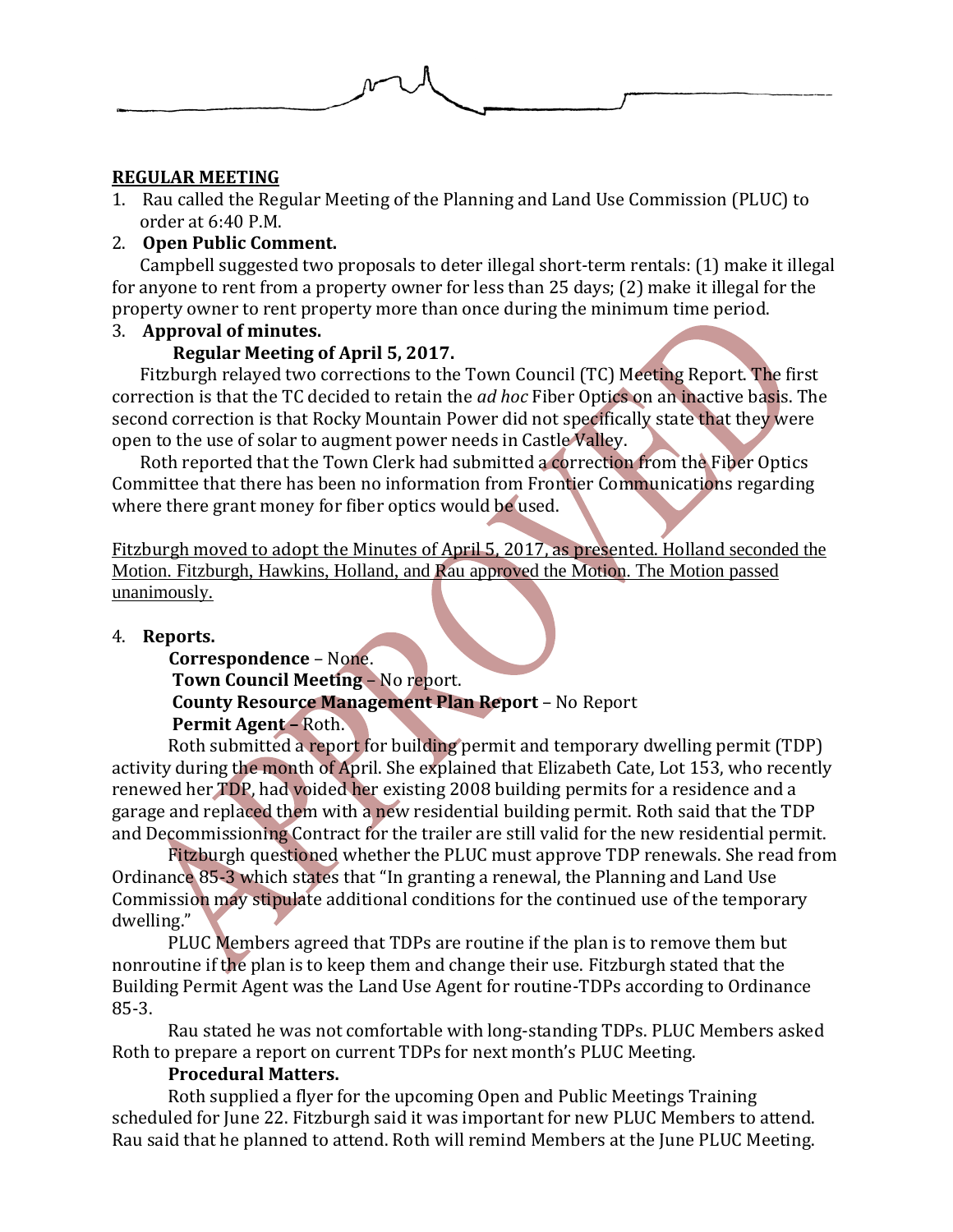**REGULAR MEETING**

1. Rau called the Regular Meeting of the Planning and Land Use Commission (PLUC) to order at 6:40 P.M.

2. **Open Public Comment.**

Campbell suggested two proposals to deter illegal short-term rentals: (1) make it illegal for anyone to rent from a property owner for less than 25 days; (2) make it illegal for the property owner to rent property more than once during the minimum time period.

3. **Approval of minutes.**

**Regular Meeting of April 5, 2017.**

Fitzburgh relayed two corrections to the Town Council (TC) Meeting Report. The first correction is that the TC decided to retain the *ad hoc* Fiber Optics on an inactive basis. The second correction is that Rocky Mountain Power did not specifically state that they were open to the use of solar to augment power needs in Castle Valley.

Roth reported that the Town Clerk had submitted a correction from the Fiber Optics Committee that there has been no information from Frontier Communications regarding where there grant money for fiber optics would be used.

<u>Fitzburgh moved to adopt the Minutes of April 5, 2017, as presented. Holland seconded the Motion. Fitzburgh, Hawkins, Holland, and Rau approved the Motion. The Motion passed unanimously.</u>

4. **Reports.**

**Correspondence** – None.

**Town Council Meeting** – No report.

**County Resource Management Plan Report** – No Report

**Permit Agent** – Roth.

Roth submitted a report for building permit and temporary dwelling permit (TDP) activity during the month of April. She explained that Elizabeth Cate, Lot 153, who recently renewed her TDP, had voided her existing 2008 building permits for a residence and a garage and replaced them with a new residential building permit. Roth said that the TDP and Decommissioning Contract for the trailer are still valid for the new residential permit.

Fitzburgh questioned whether the PLUC must approve TDP renewals. She read from Ordinance 85-3 which states that "In granting a renewal, the Planning and Land Use Commission may stipulate additional conditions for the continued use of the temporary dwelling."

PLUC Members agreed that TDPs are routine if the plan is to remove them but nonroutine if the plan is to keep them and change their use. Fitzburgh stated that the Building Permit Agent was the Land Use Agent for routine-TDPs according to Ordinance 85-3.

Rau stated he was not comfortable with long-standing TDPs. PLUC Members asked Roth to prepare a report on current TDPs for next month's PLUC Meeting.

**Procedural Matters.**

Roth supplied a flyer for the upcoming Open and Public Meetings Training scheduled for June 22. Fitzburgh said it was important for new PLUC Members to attend. Rau said that he planned to attend. Roth will remind Members at the June PLUC Meeting.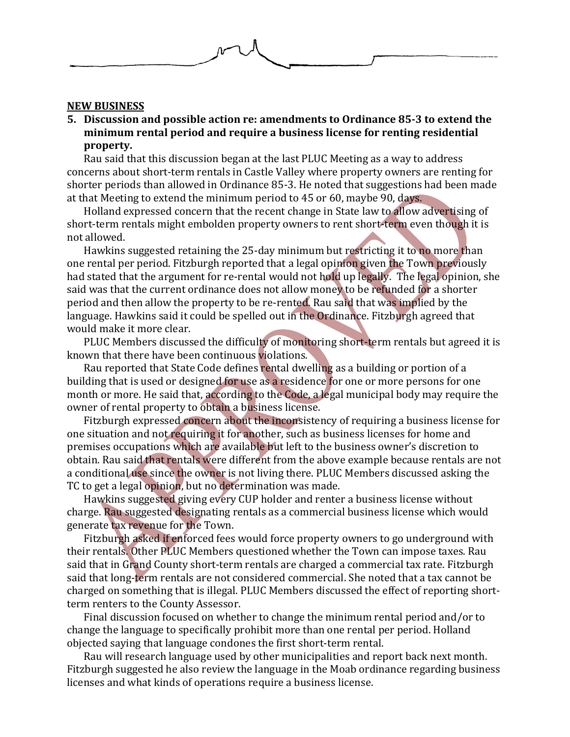**NEW BUSINESS**

**5. Discussion and possible action re: amendments to Ordinance 85-3 to extend the minimum rental period and require a business license for renting residential property.**

Rau said that this discussion began at the last PLUC Meeting as a way to address concerns about short-term rentals in Castle Valley where property owners are renting for shorter periods than allowed in Ordinance 85-3. He noted that suggestions had been made at that Meeting to extend the minimum period to 45 or 60, maybe 90, days.

Holland expressed concern that the recent change in State law to allow advertising of short-term rentals might embolden property owners to rent short-term even though it is not allowed.

Hawkins suggested retaining the 25-day minimum but restricting it to no more than one rental per period. Fitzburgh reported that a legal opinion given the Town previously had stated that the argument for re-rental would not hold up legally. The legal opinion, she said was that the current ordinance does not allow money to be refunded for a shorter period and then allow the property to be re-rented. Rau said that was implied by the language. Hawkins said it could be spelled out in the Ordinance. Fitzburgh agreed that would make it more clear.

PLUC Members discussed the difficulty of monitoring short-term rentals but agreed it is known that there have been continuous violations.

Rau reported that State Code defines rental dwelling as a building or portion of a building that is used or designed for use as a residence for one or more persons for one month or more. He said that, according to the Code, a legal municipal body may require the owner of rental property to obtain a business license.

Fitzburgh expressed concern about the inconsistency of requiring a business license for one situation and not requiring it for another, such as business licenses for home and premises occupations which are available but left to the business owner's discretion to obtain. Rau said that rentals were different from the above example because rentals are not a conditional use since the owner is not living there. PLUC Members discussed asking the TC to get a legal opinion, but no determination was made.

Hawkins suggested giving every CUP holder and renter a business license without charge. Rau suggested designating rentals as a commercial business license which would generate tax revenue for the Town.

Fitzburgh asked if enforced fees would force property owners to go underground with their rentals. Other PLUC Members questioned whether the Town can impose taxes. Rau said that in Grand County short-term rentals are charged a commercial tax rate. Fitzburgh said that long-term rentals are not considered commercial. She noted that a tax cannot be charged on something that is illegal. PLUC Members discussed the effect of reporting short-term renters to the County Assessor.

Final discussion focused on whether to change the minimum rental period and/or to change the language to specifically prohibit more than one rental per period. Holland objected saying that language condones the first short-term rental.

Rau will research language used by other municipalities and report back next month. Fitzburgh suggested he also review the language in the Moab ordinance regarding business licenses and what kinds of operations require a business license.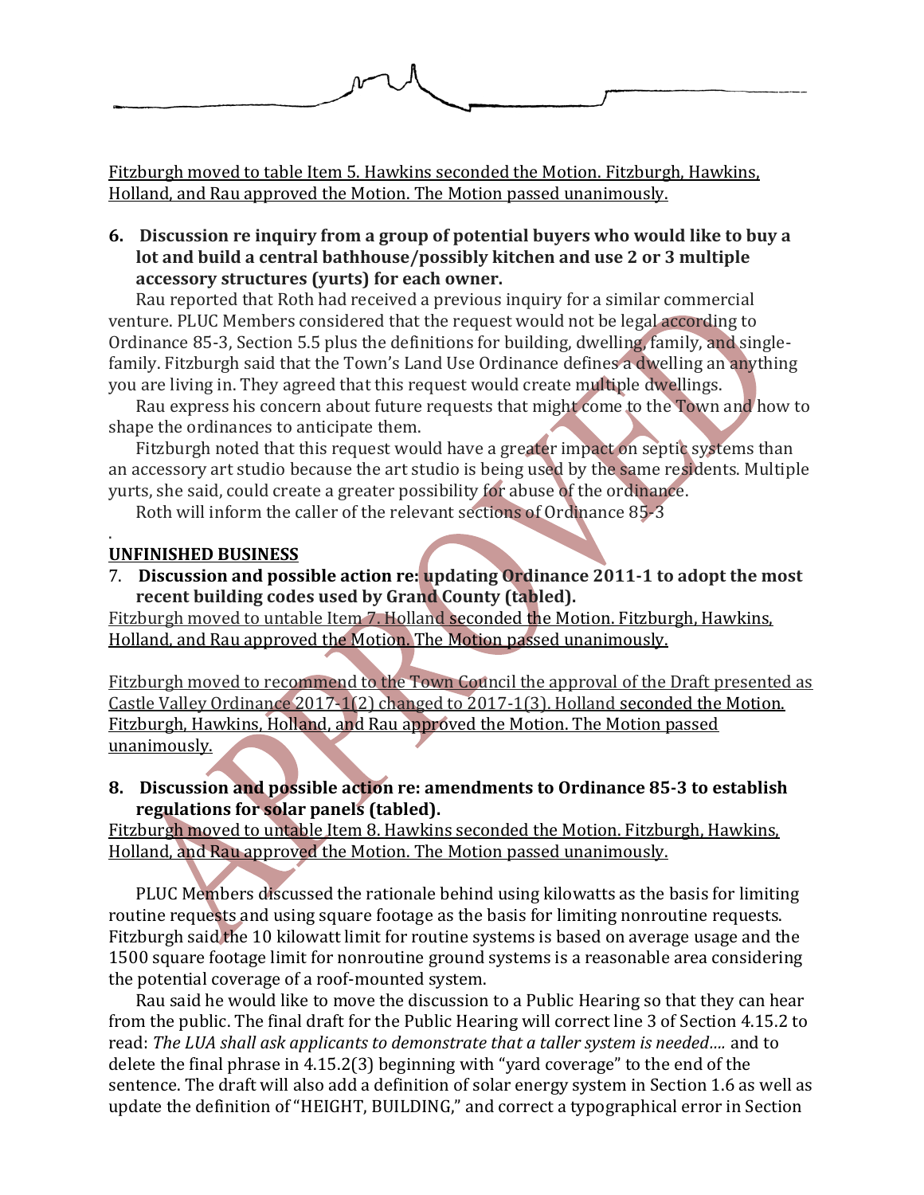Fitzburgh moved to table Item 5. Hawkins seconded the Motion. Fitzburgh, Hawkins, Holland, and Rau approved the Motion. The Motion passed unanimously.

**6. Discussion re inquiry from a group of potential buyers who would like to buy a lot and build a central bathhouse/possibly kitchen and use 2 or 3 multiple accessory structures (yurts) for each owner.**

Rau reported that Roth had received a previous inquiry for a similar commercial venture. PLUC Members considered that the request would not be legal according to Ordinance 85-3, Section 5.5 plus the definitions for building, dwelling, family, and single-family. Fitzburgh said that the Town's Land Use Ordinance defines a dwelling an anything you are living in. They agreed that this request would create multiple dwellings.

Rau express his concern about future requests that might come to the Town and how to shape the ordinances to anticipate them.

Fitzburgh noted that this request would have a greater impact on septic systems than an accessory art studio because the art studio is being used by the same residents. Multiple yurts, she said, could create a greater possibility for abuse of the ordinance.

Roth will inform the caller of the relevant sections of Ordinance 85-3

.

## UNFINISHED BUSINESS

7. **Discussion and possible action re: updating Ordinance 2011-1 to adopt the most recent building codes used by Grand County (tabled).**

Fitzburgh moved to untable Item 7. Holland seconded the Motion. Fitzburgh, Hawkins, Holland, and Rau approved the Motion. The Motion passed unanimously.

Fitzburgh moved to recommend to the Town Council the approval of the Draft presented as Castle Valley Ordinance 2017-1(2) changed to 2017-1(3). Holland seconded the Motion. Fitzburgh, Hawkins, Holland, and Rau approved the Motion. The Motion passed unanimously.

**8. Discussion and possible action re: amendments to Ordinance 85-3 to establish regulations for solar panels (tabled).**

Fitzburgh moved to untable Item 8. Hawkins seconded the Motion. Fitzburgh, Hawkins, Holland, and Rau approved the Motion. The Motion passed unanimously.

PLUC Members discussed the rationale behind using kilowatts as the basis for limiting routine requests and using square footage as the basis for limiting nonroutine requests. Fitzburgh said the 10 kilowatt limit for routine systems is based on average usage and the 1500 square footage limit for nonroutine ground systems is a reasonable area considering the potential coverage of a roof-mounted system.

Rau said he would like to move the discussion to a Public Hearing so that they can hear from the public. The final draft for the Public Hearing will correct line 3 of Section 4.15.2 to read: *The LUA shall ask applicants to demonstrate that a taller system is needed….* and to delete the final phrase in 4.15.2(3) beginning with "yard coverage" to the end of the sentence. The draft will also add a definition of solar energy system in Section 1.6 as well as update the definition of "HEIGHT, BUILDING," and correct a typographical error in Section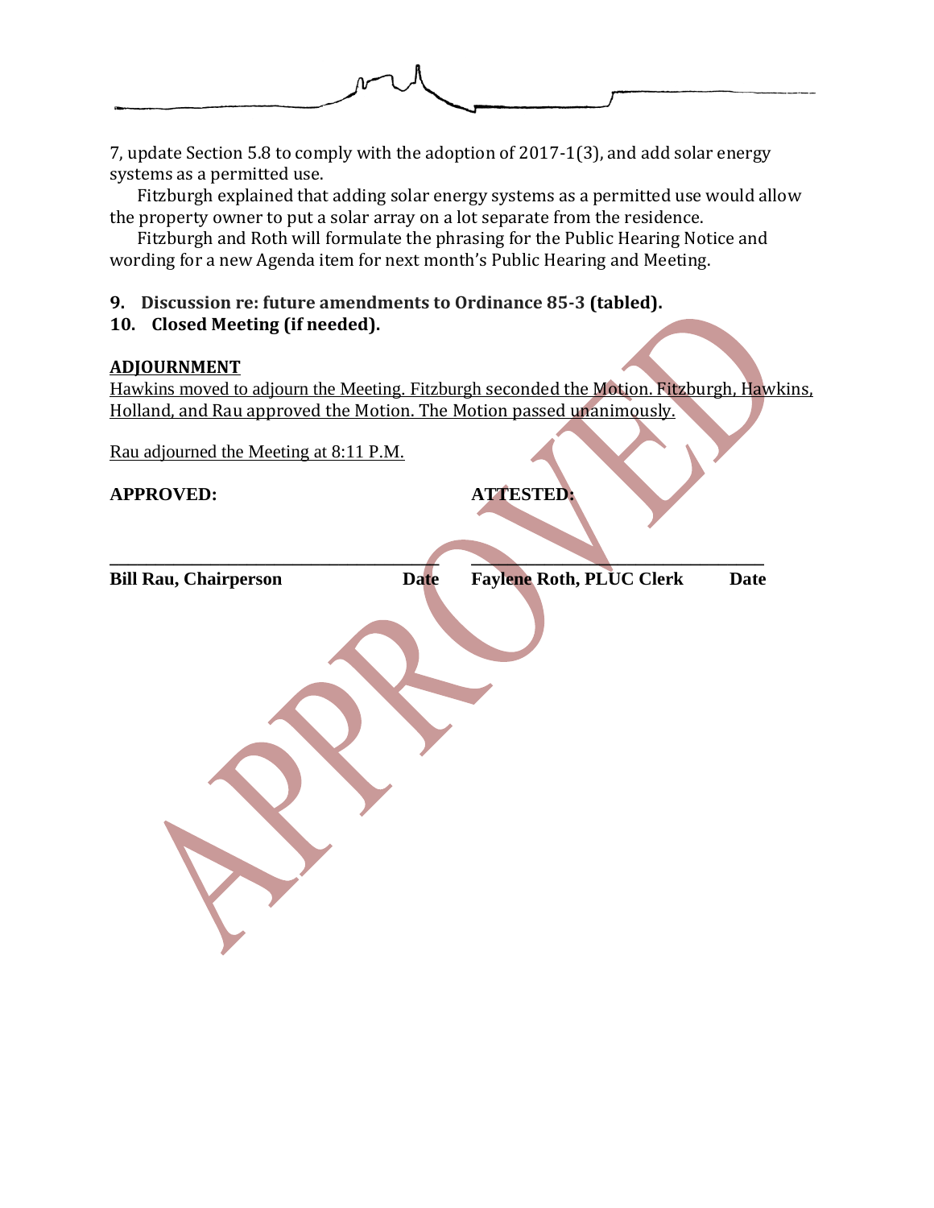7, update Section 5.8 to comply with the adoption of 2017-1(3), and add solar energy systems as a permitted use.

Fitzburgh explained that adding solar energy systems as a permitted use would allow the property owner to put a solar array on a lot separate from the residence.

Fitzburgh and Roth will formulate the phrasing for the Public Hearing Notice and wording for a new Agenda item for next month's Public Hearing and Meeting.

**9. Discussion re: future amendments to Ordinance 85-3 (tabled).**

**10. Closed Meeting (if needed).**

**ADJOURNMENT**

Hawkins moved to adjourn the Meeting. Fitzburgh seconded the Motion. Fitzburgh, Hawkins, Holland, and Rau approved the Motion. The Motion passed unanimously.

Rau adjourned the Meeting at 8:11 P.M.

**APPROVED:** **ATTESTED:**

\_\_\_\_\_\_\_\_\_\_\_\_\_\_\_\_\_\_\_\_\_\_\_\_\_\_\_\_\_\_\_\_\_\_\_\_ \_\_\_\_\_\_\_\_\_\_\_\_\_\_\_\_\_\_\_\_\_\_\_\_\_\_\_\_\_\_\_\_\_\_\_\_

**Bill Rau, Chairperson Date** **Faylene Roth, PLUC Clerk Date**

APPROVED